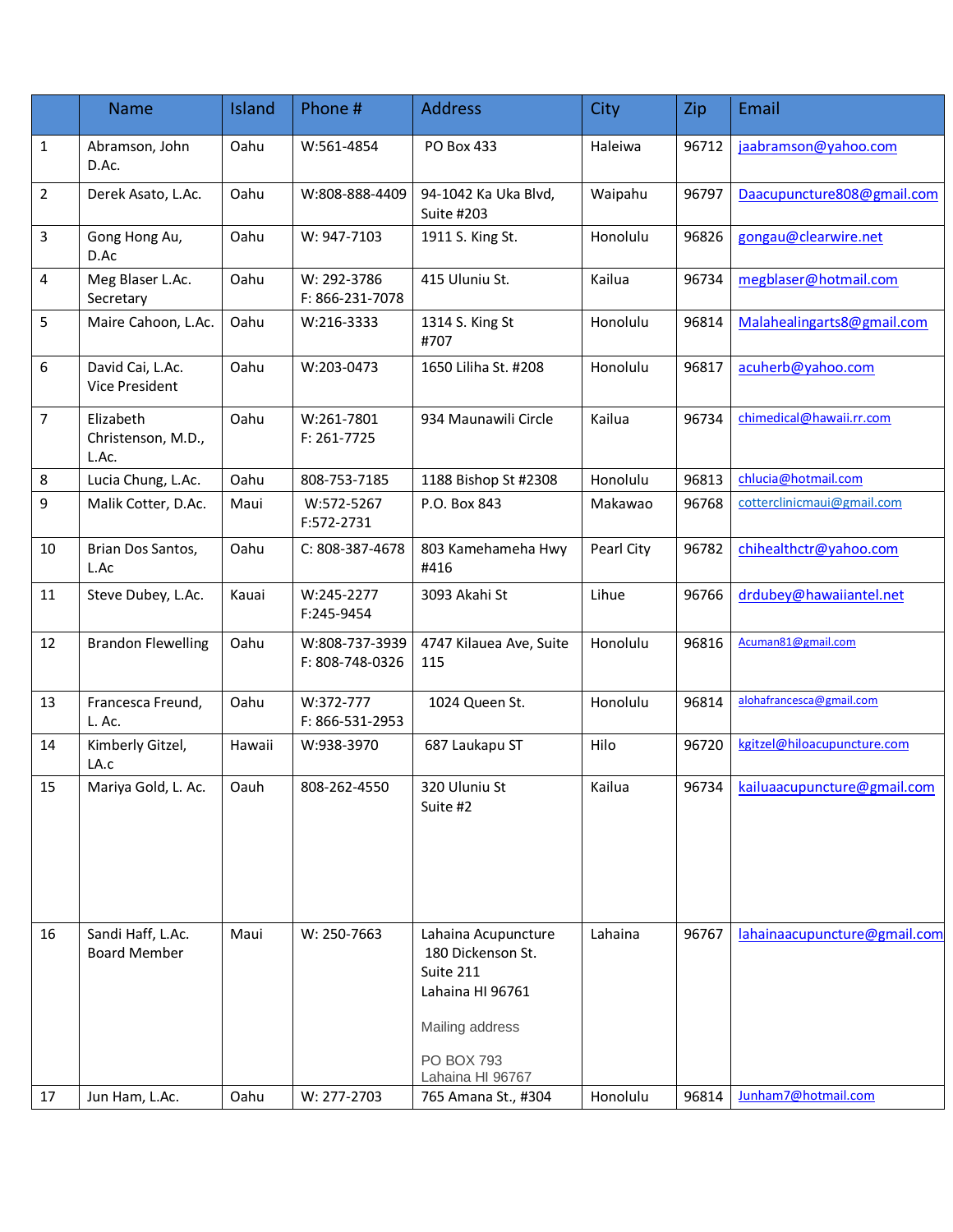| | Name | Island | Phone # | Address | City | Zip | Email |
|---|---|---|---|---|---|---|---|
| 1 | Abramson, John D.Ac. | Oahu | W:561-4854 | PO Box 433 | Haleiwa | 96712 | jaabramson@yahoo.com |
| 2 | Derek Asato, L.Ac. | Oahu | W:808-888-4409 | 94-1042 Ka Uka Blvd, Suite #203 | Waipahu | 96797 | Daacupuncture808@gmail.com |
| 3 | Gong Hong Au, D.Ac | Oahu | W: 947-7103 | 1911 S. King St. | Honolulu | 96826 | gongau@clearwire.net |
| 4 | Meg Blaser L.Ac. Secretary | Oahu | W: 292-3786 F: 866-231-7078 | 415 Uluniu St. | Kailua | 96734 | megblaser@hotmail.com |
| 5 | Maire Cahoon, L.Ac. | Oahu | W:216-3333 | 1314 S. King St #707 | Honolulu | 96814 | Malahealingarts8@gmail.com |
| 6 | David Cai, L.Ac. Vice President | Oahu | W:203-0473 | 1650 Liliha St. #208 | Honolulu | 96817 | acuherb@yahoo.com |
| 7 | Elizabeth Christenson, M.D., L.Ac. | Oahu | W:261-7801 F: 261-7725 | 934 Maunawili Circle | Kailua | 96734 | chimedical@hawaii.rr.com |
| 8 | Lucia Chung, L.Ac. | Oahu | 808-753-7185 | 1188 Bishop St #2308 | Honolulu | 96813 | chlucia@hotmail.com |
| 9 | Malik Cotter, D.Ac. | Maui | W:572-5267 F:572-2731 | P.O. Box 843 | Makawao | 96768 | cotterclinicmaui@gmail.com |
| 10 | Brian Dos Santos, L.Ac | Oahu | C: 808-387-4678 | 803 Kamehameha Hwy #416 | Pearl City | 96782 | chihealthctr@yahoo.com |
| 11 | Steve Dubey, L.Ac. | Kauai | W:245-2277 F:245-9454 | 3093 Akahi St | Lihue | 96766 | drdubey@hawaiiantel.net |
| 12 | Brandon Flewelling | Oahu | W:808-737-3939 F: 808-748-0326 | 4747 Kilauea Ave, Suite 115 | Honolulu | 96816 | Acuman81@gmail.com |
| 13 | Francesca Freund, L. Ac. | Oahu | W:372-777 F: 866-531-2953 | 1024 Queen St. | Honolulu | 96814 | alohafrancesca@gmail.com |
| 14 | Kimberly Gitzel, LA.c | Hawaii | W:938-3970 | 687 Laukapu ST | Hilo | 96720 | kgitzel@hiloacupuncture.com |
| 15 | Mariya Gold, L. Ac. | Oauh | 808-262-4550 | 320 Uluniu St Suite #2 | Kailua | 96734 | kailuaacupuncture@gmail.com |
| 16 | Sandi Haff, L.Ac. Board Member | Maui | W: 250-7663 | Lahaina Acupuncture 180 Dickenson St. Suite 211 Lahaina HI 96761 Mailing address PO BOX 793 Lahaina HI 96767 | Lahaina | 96767 | lahainaacupuncture@gmail.com |
| 17 | Jun Ham, L.Ac. | Oahu | W: 277-2703 | 765 Amana St., #304 | Honolulu | 96814 | Junham7@hotmail.com |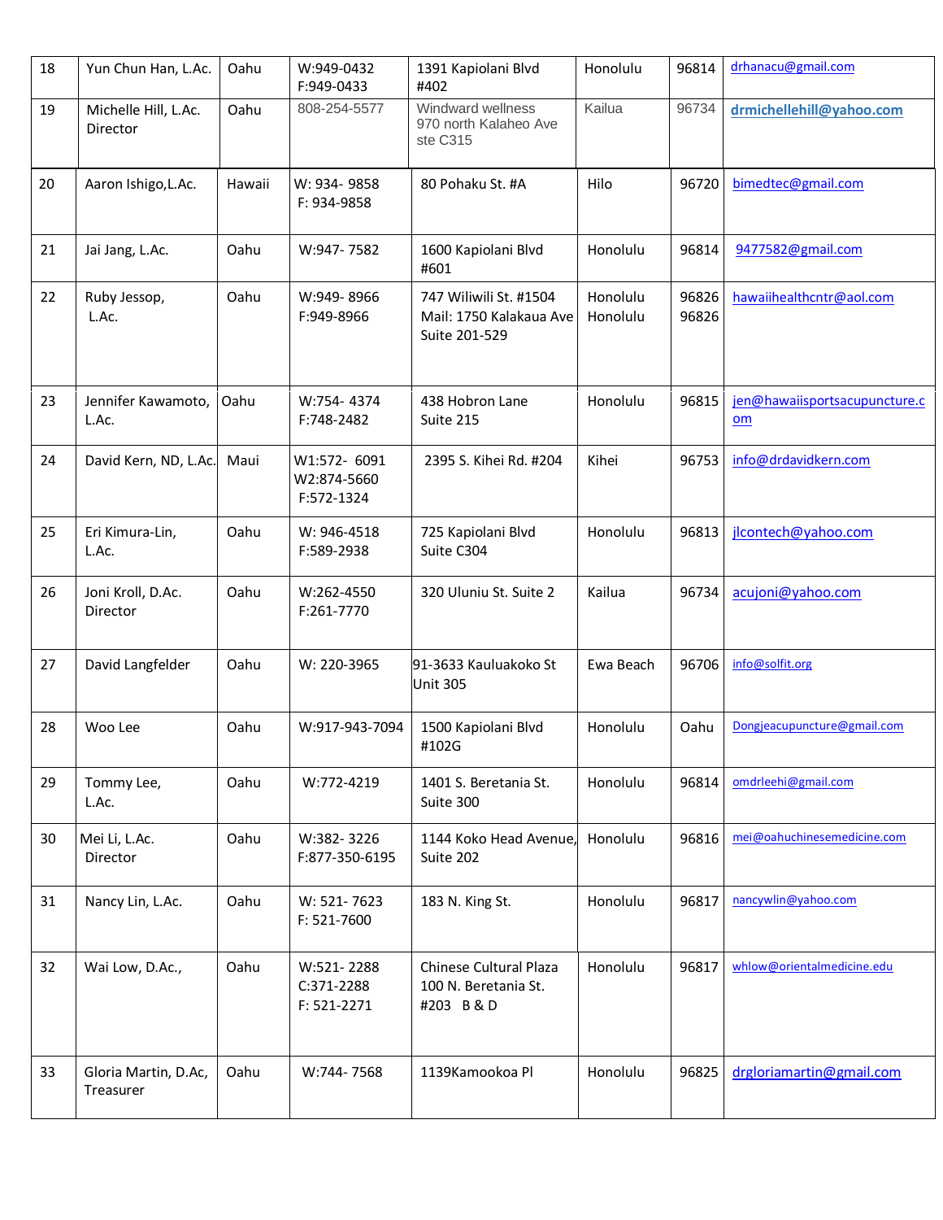| | | | | | | | |
|---|---|---|---|---|---|---|---|
| 18 | Yun Chun Han, L.Ac. | Oahu | W:949-0432<br>F:949-0433 | 1391 Kapiolani Blvd #402 | Honolulu | 96814 | drhanacu@gmail.com |
| 19 | Michelle Hill, L.Ac. Director | Oahu | 808-254-5577 | Windward wellness 970 north Kalaheo Ave ste C315 | Kailua | 96734 | drmichellehill@yahoo.com |
| 20 | Aaron Ishigo,L.Ac. | Hawaii | W: 934- 9858<br>F: 934-9858 | 80 Pohaku St. #A | Hilo | 96720 | bimedtec@gmail.com |
| 21 | Jai Jang, L.Ac. | Oahu | W:947- 7582 | 1600 Kapiolani Blvd #601 | Honolulu | 96814 | 9477582@gmail.com |
| 22 | Ruby Jessop, L.Ac. | Oahu | W:949- 8966<br>F:949-8966 | 747 Wiliwili St. #1504<br>Mail: 1750 Kalakaua Ave Suite 201-529 | Honolulu<br>Honolulu | 96826<br>96826 | hawaiihealthcntr@aol.com |
| 23 | Jennifer Kawamoto, L.Ac. | Oahu | W:754- 4374<br>F:748-2482 | 438 Hobron Lane Suite 215 | Honolulu | 96815 | jen@hawaiisportsacupuncture.com |
| 24 | David Kern, ND, L.Ac. | Maui | W1:572- 6091<br>W2:874-5660<br>F:572-1324 | 2395 S. Kihei Rd. #204 | Kihei | 96753 | info@drdavidkern.com |
| 25 | Eri Kimura-Lin, L.Ac. | Oahu | W: 946-4518<br>F:589-2938 | 725 Kapiolani Blvd Suite C304 | Honolulu | 96813 | jlcontech@yahoo.com |
| 26 | Joni Kroll, D.Ac. Director | Oahu | W:262-4550<br>F:261-7770 | 320 Uluniu St. Suite 2 | Kailua | 96734 | acujoni@yahoo.com |
| 27 | David Langfelder | Oahu | W: 220-3965 | 91-3633 Kauluakoko St Unit 305 | Ewa Beach | 96706 | info@solfit.org |
| 28 | Woo Lee | Oahu | W:917-943-7094 | 1500 Kapiolani Blvd #102G | Honolulu | Oahu | Dongjeacupuncture@gmail.com |
| 29 | Tommy Lee, L.Ac. | Oahu | W:772-4219 | 1401 S. Beretania St. Suite 300 | Honolulu | 96814 | omdrleehi@gmail.com |
| 30 | Mei Li, L.Ac. Director | Oahu | W:382- 3226<br>F:877-350-6195 | 1144 Koko Head Avenue, Suite 202 | Honolulu | 96816 | mei@oahuchinesemedicine.com |
| 31 | Nancy Lin, L.Ac. | Oahu | W: 521- 7623<br>F: 521-7600 | 183 N. King St. | Honolulu | 96817 | nancywlin@yahoo.com |
| 32 | Wai Low, D.Ac., | Oahu | W:521- 2288<br>C:371-2288<br>F: 521-2271 | Chinese Cultural Plaza 100 N. Beretania St. #203 B & D | Honolulu | 96817 | whlow@orientalmedicine.edu |
| 33 | Gloria Martin, D.Ac, Treasurer | Oahu | W:744- 7568 | 1139Kamookoa Pl | Honolulu | 96825 | drgloriamartin@gmail.com |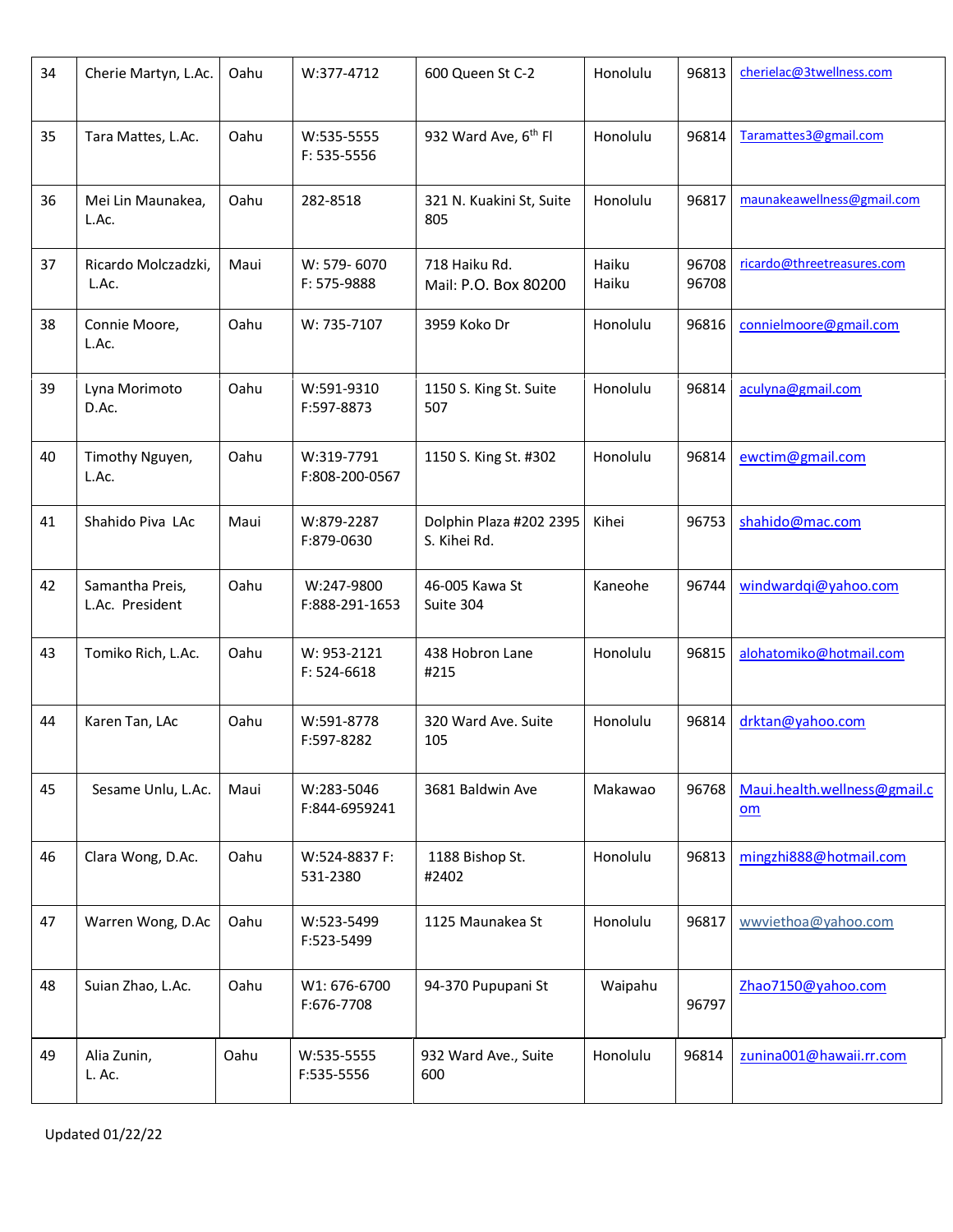| | | | | | | | |
|---|---|---|---|---|---|---|---|
| 34 | Cherie Martyn, L.Ac. | Oahu | W:377-4712 | 600 Queen St C-2 | Honolulu | 96813 | cherielac@3twellness.com |
| 35 | Tara Mattes, L.Ac. | Oahu | W:535-5555 F: 535-5556 | 932 Ward Ave, 6th Fl | Honolulu | 96814 | Taramattes3@gmail.com |
| 36 | Mei Lin Maunakea, L.Ac. | Oahu | 282-8518 | 321 N. Kuakini St, Suite 805 | Honolulu | 96817 | maunakeawellness@gmail.com |
| 37 | Ricardo Molczadzki, L.Ac. | Maui | W: 579- 6070 F: 575-9888 | 718 Haiku Rd. Mail: P.O. Box 80200 | Haiku Haiku | 96708 96708 | ricardo@threetreasures.com |
| 38 | Connie Moore, L.Ac. | Oahu | W: 735-7107 | 3959 Koko Dr | Honolulu | 96816 | connielmoore@gmail.com |
| 39 | Lyna Morimoto D.Ac. | Oahu | W:591-9310 F:597-8873 | 1150 S. King St. Suite 507 | Honolulu | 96814 | aculyna@gmail.com |
| 40 | Timothy Nguyen, L.Ac. | Oahu | W:319-7791 F:808-200-0567 | 1150 S. King St. #302 | Honolulu | 96814 | ewctim@gmail.com |
| 41 | Shahido Piva LAc | Maui | W:879-2287 F:879-0630 | Dolphin Plaza #202 2395 S. Kihei Rd. | Kihei | 96753 | shahido@mac.com |
| 42 | Samantha Preis, L.Ac. President | Oahu | W:247-9800 F:888-291-1653 | 46-005 Kawa St Suite 304 | Kaneohe | 96744 | windwardqi@yahoo.com |
| 43 | Tomiko Rich, L.Ac. | Oahu | W: 953-2121 F: 524-6618 | 438 Hobron Lane #215 | Honolulu | 96815 | alohatomiko@hotmail.com |
| 44 | Karen Tan, LAc | Oahu | W:591-8778 F:597-8282 | 320 Ward Ave. Suite 105 | Honolulu | 96814 | drktan@yahoo.com |
| 45 | Sesame Unlu, L.Ac. | Maui | W:283-5046 F:844-6959241 | 3681 Baldwin Ave | Makawao | 96768 | Maui.health.wellness@gmail.com |
| 46 | Clara Wong, D.Ac. | Oahu | W:524-8837 F: 531-2380 | 1188 Bishop St. #2402 | Honolulu | 96813 | mingzhi888@hotmail.com |
| 47 | Warren Wong, D.Ac | Oahu | W:523-5499 F:523-5499 | 1125 Maunakea St | Honolulu | 96817 | wwviethoa@yahoo.com |
| 48 | Suian Zhao, L.Ac. | Oahu | W1: 676-6700 F:676-7708 | 94-370 Pupupani St | Waipahu | 96797 | Zhao7150@yahoo.com |
| 49 | Alia Zunin, L. Ac. | Oahu | W:535-5555 F:535-5556 | 932 Ward Ave., Suite 600 | Honolulu | 96814 | zunina001@hawaii.rr.com |

Updated 01/22/22